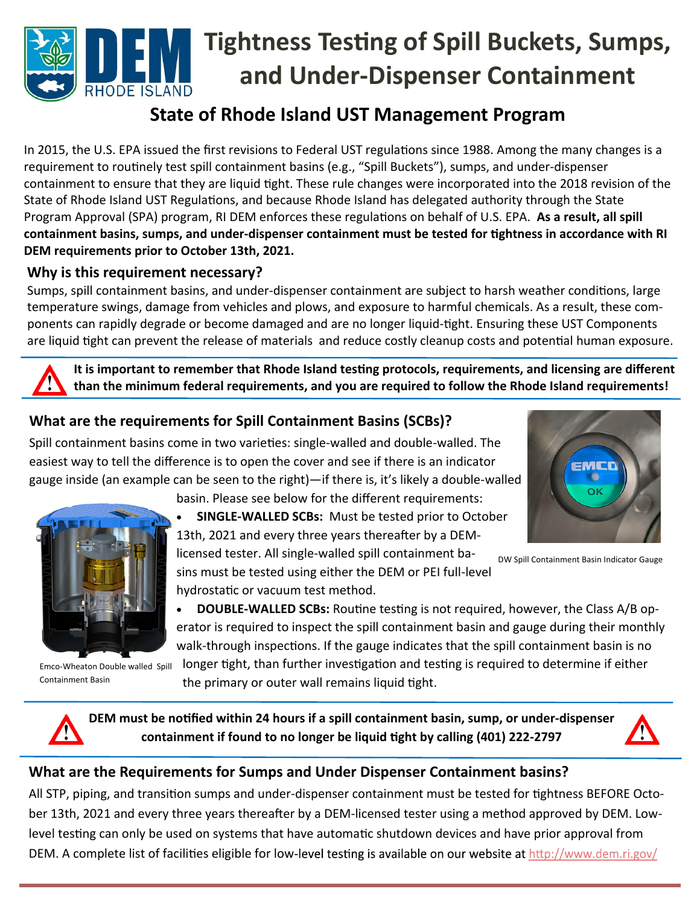# Tightness Testing of Spill Buckets, Sumps, and Under-Dispenser Containment

## State of Rhode Island UST Management Program

In 2015, the U.S. EPA issued the first revisions to Federal UST regulations since 1988. Among the many changes is a requirement to routinely test spill containment basins (e.g., "Spill Buckets"), sumps, and under-dispenser containment to ensure that they are liquid tight. These rule changes were incorporated into the 2018 revision of the State of Rhode Island UST Regulations, and because Rhode Island has delegated authority through the State Program Approval (SPA) program, RI DEM enforces these regulations on behalf of U.S. EPA. **As a result, all spill containment basins, sumps, and under-dispenser containment must be tested for tightness in accordance with RI DEM requirements prior to October 13th, 2021.**

### Why is this requirement necessary?

Sumps, spill containment basins, and under-dispenser containment are subject to harsh weather conditions, large temperature swings, damage from vehicles and plows, and exposure to harmful chemicals. As a result, these components can rapidly degrade or become damaged and are no longer liquid-tight. Ensuring these UST Components are liquid tight can prevent the release of materials and reduce costly cleanup costs and potential human exposure.

**It is important to remember that Rhode Island testing protocols, requirements, and licensing are different than the minimum federal requirements, and you are required to follow the Rhode Island requirements!**

### What are the requirements for Spill Containment Basins (SCBs)?

Spill containment basins come in two varieties: single-walled and double-walled. The easiest way to tell the difference is to open the cover and see if there is an indicator gauge inside (an example can be seen to the right)—if there is, it's likely a double-walled basin. Please see below for the different requirements:

DW Spill Containment Basin Indicator Gauge

- **SINGLE-WALLED SCBs:** Must be tested prior to October 13th, 2021 and every three years thereafter by a DEM-licensed tester. All single-walled spill containment basins must be tested using either the DEM or PEI full-level hydrostatic or vacuum test method.
- **DOUBLE-WALLED SCBs:** Routine testing is not required, however, the Class A/B operator is required to inspect the spill containment basin and gauge during their monthly walk-through inspections. If the gauge indicates that the spill containment basin is no longer tight, than further investigation and testing is required to determine if either the primary or outer wall remains liquid tight.

Emco-Wheaton Double walled Spill Containment Basin

**DEM must be notified within 24 hours if a spill containment basin, sump, or under-dispenser containment if found to no longer be liquid tight by calling (401) 222-2797**

### What are the Requirements for Sumps and Under Dispenser Containment basins?

All STP, piping, and transition sumps and under-dispenser containment must be tested for tightness BEFORE October 13th, 2021 and every three years thereafter by a DEM-licensed tester using a method approved by DEM. Low-level testing can only be used on systems that have automatic shutdown devices and have prior approval from DEM. A complete list of facilities eligible for low-level testing is available on our website at http://www.dem.ri.gov/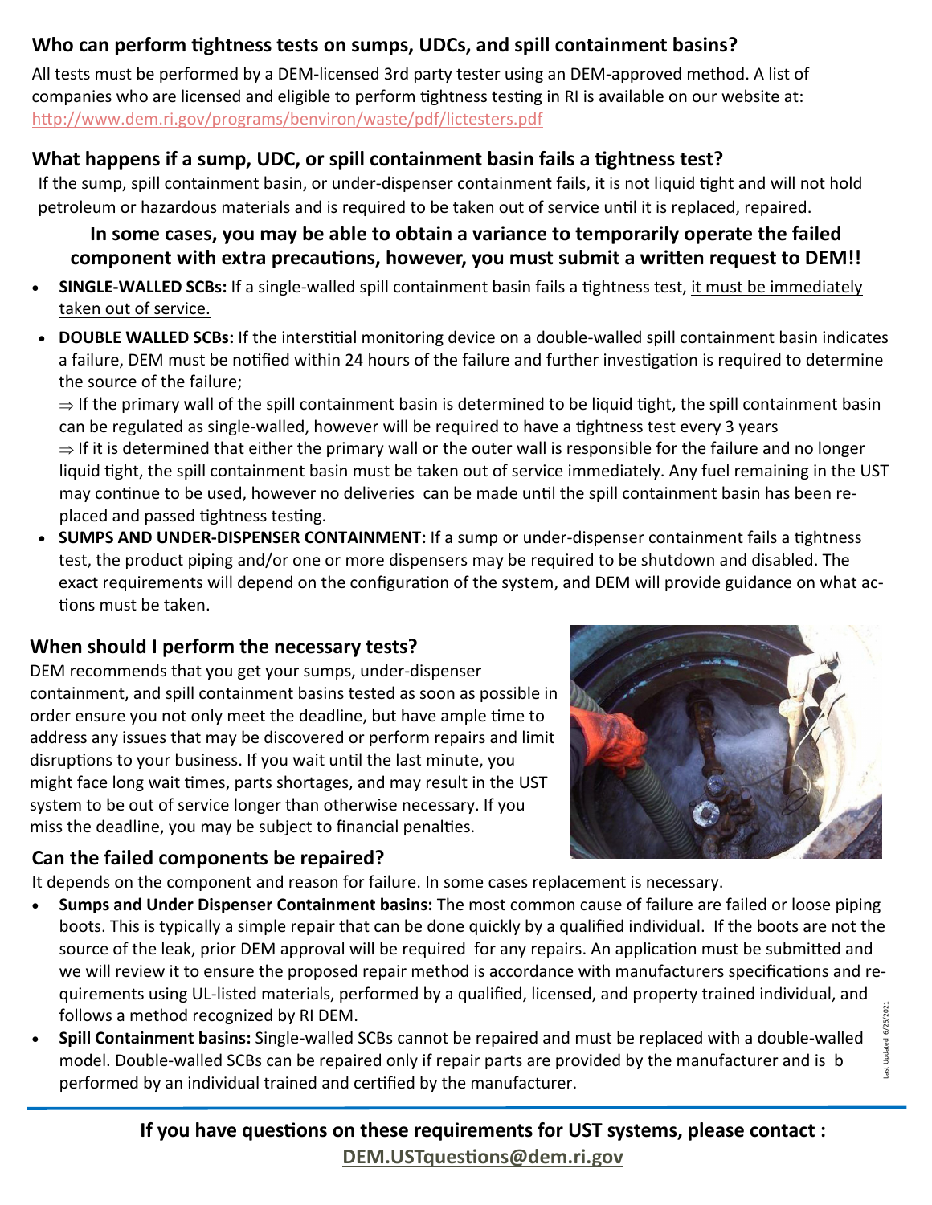## Who can perform tightness tests on sumps, UDCs, and spill containment basins?

All tests must be performed by a DEM-licensed 3rd party tester using an DEM-approved method. A list of companies who are licensed and eligible to perform tightness testing in RI is available on our website at: http://www.dem.ri.gov/programs/benviron/waste/pdf/lictesters.pdf

## What happens if a sump, UDC, or spill containment basin fails a tightness test?

If the sump, spill containment basin, or under-dispenser containment fails, it is not liquid tight and will not hold petroleum or hazardous materials and is required to be taken out of service until it is replaced, repaired.

**In some cases, you may be able to obtain a variance to temporarily operate the failed component with extra precautions, however, you must submit a written request to DEM!!**

- **SINGLE-WALLED SCBs:** If a single-walled spill containment basin fails a tightness test, it must be immediately taken out of service.
- **DOUBLE WALLED SCBs:** If the interstitial monitoring device on a double-walled spill containment basin indicates a failure, DEM must be notified within 24 hours of the failure and further investigation is required to determine the source of the failure;
  - ⇒ If the primary wall of the spill containment basin is determined to be liquid tight, the spill containment basin can be regulated as single-walled, however will be required to have a tightness test every 3 years
  - ⇒ If it is determined that either the primary wall or the outer wall is responsible for the failure and no longer liquid tight, the spill containment basin must be taken out of service immediately. Any fuel remaining in the UST may continue to be used, however no deliveries can be made until the spill containment basin has been replaced and passed tightness testing.
- **SUMPS AND UNDER-DISPENSER CONTAINMENT:** If a sump or under-dispenser containment fails a tightness test, the product piping and/or one or more dispensers may be required to be shutdown and disabled. The exact requirements will depend on the configuration of the system, and DEM will provide guidance on what actions must be taken.

## When should I perform the necessary tests?

DEM recommends that you get your sumps, under-dispenser containment, and spill containment basins tested as soon as possible in order ensure you not only meet the deadline, but have ample time to address any issues that may be discovered or perform repairs and limit disruptions to your business. If you wait until the last minute, you might face long wait times, parts shortages, and may result in the UST system to be out of service longer than otherwise necessary. If you miss the deadline, you may be subject to financial penalties.

## Can the failed components be repaired?

It depends on the component and reason for failure. In some cases replacement is necessary.

- **Sumps and Under Dispenser Containment basins:** The most common cause of failure are failed or loose piping boots. This is typically a simple repair that can be done quickly by a qualified individual. If the boots are not the source of the leak, prior DEM approval will be required for any repairs. An application must be submitted and we will review it to ensure the proposed repair method is accordance with manufacturers specifications and requirements using UL-listed materials, performed by a qualified, licensed, and property trained individual, and follows a method recognized by RI DEM.
- **Spill Containment basins:** Single-walled SCBs cannot be repaired and must be replaced with a double-walled model. Double-walled SCBs can be repaired only if repair parts are provided by the manufacturer and is b performed by an individual trained and certified by the manufacturer.

Last Updated 6/25/2021

**If you have questions on these requirements for UST systems, please contact :**
**DEM.USTquestions@dem.ri.gov**